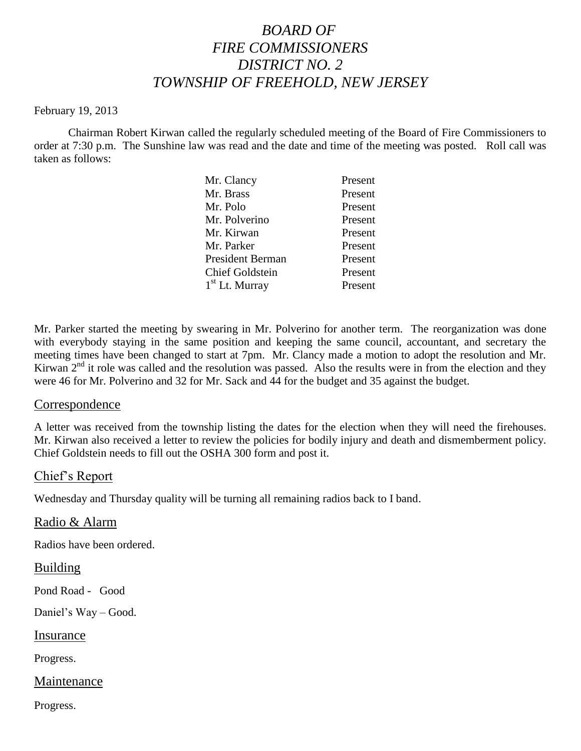# *BOARD OF FIRE COMMISSIONERS DISTRICT NO. 2 TOWNSHIP OF FREEHOLD, NEW JERSEY*

February 19, 2013

Chairman Robert Kirwan called the regularly scheduled meeting of the Board of Fire Commissioners to order at 7:30 p.m. The Sunshine law was read and the date and time of the meeting was posted. Roll call was taken as follows:

| | |
|---|---|
| Mr. Clancy | Present |
| Mr. Brass | Present |
| Mr. Polo | Present |
| Mr. Polverino | Present |
| Mr. Kirwan | Present |
| Mr. Parker | Present |
| President Berman | Present |
| Chief Goldstein | Present |
| 1st Lt. Murray | Present |

Mr. Parker started the meeting by swearing in Mr. Polverino for another term. The reorganization was done with everybody staying in the same position and keeping the same council, accountant, and secretary the meeting times have been changed to start at 7pm. Mr. Clancy made a motion to adopt the resolution and Mr. Kirwan 2nd it role was called and the resolution was passed. Also the results were in from the election and they were 46 for Mr. Polverino and 32 for Mr. Sack and 44 for the budget and 35 against the budget.

## Correspondence

A letter was received from the township listing the dates for the election when they will need the firehouses. Mr. Kirwan also received a letter to review the policies for bodily injury and death and dismemberment policy. Chief Goldstein needs to fill out the OSHA 300 form and post it.

## Chief's Report

Wednesday and Thursday quality will be turning all remaining radios back to I band.

## Radio & Alarm

Radios have been ordered.

## Building

Pond Road - Good

Daniel's Way – Good.

## Insurance

Progress.

## Maintenance

Progress.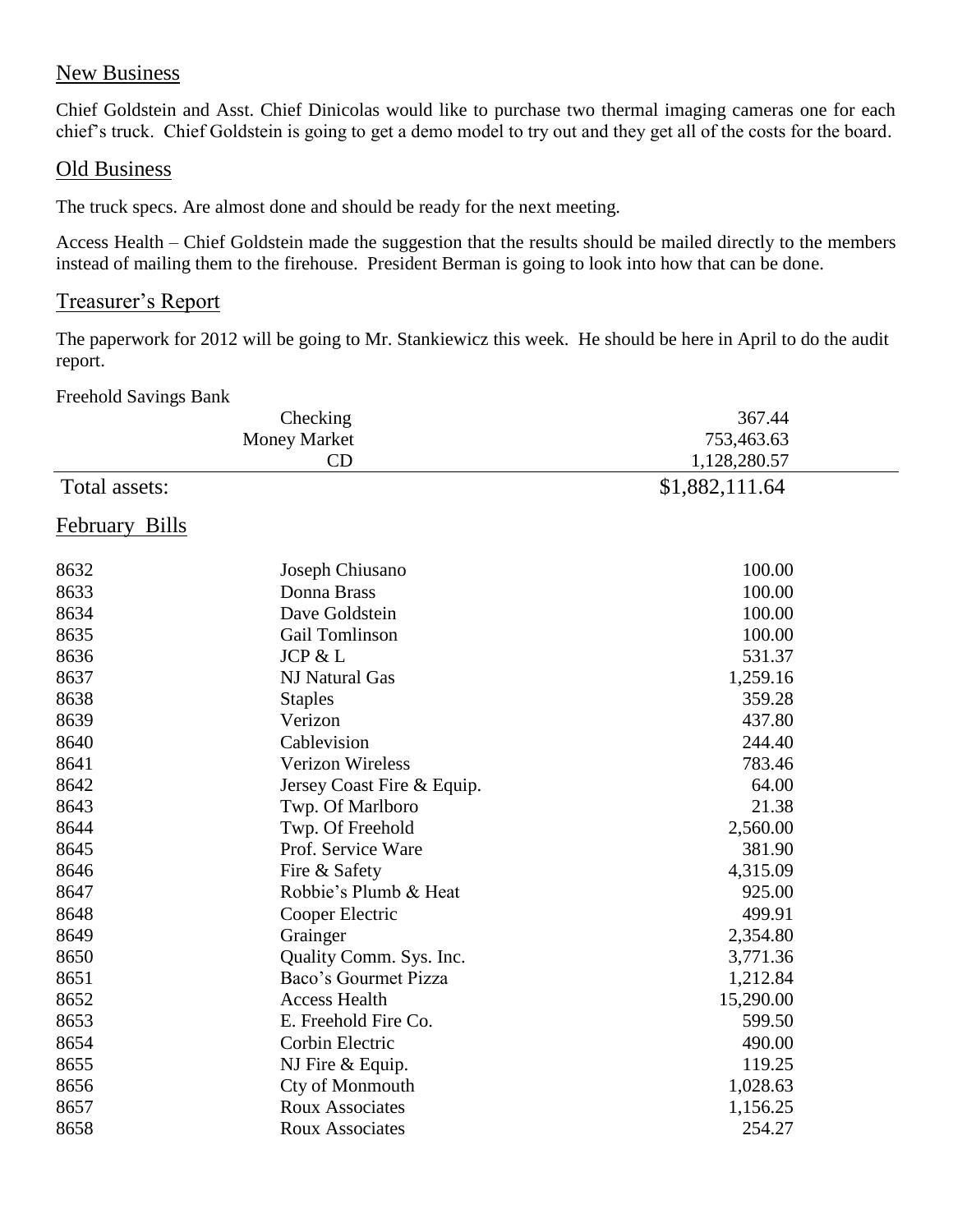## New Business

Chief Goldstein and Asst. Chief Dinicolas would like to purchase two thermal imaging cameras one for each chief's truck. Chief Goldstein is going to get a demo model to try out and they get all of the costs for the board.

## Old Business

The truck specs. Are almost done and should be ready for the next meeting.

Access Health – Chief Goldstein made the suggestion that the results should be mailed directly to the members instead of mailing them to the firehouse. President Berman is going to look into how that can be done.

## Treasurer's Report

The paperwork for 2012 will be going to Mr. Stankiewicz this week. He should be here in April to do the audit report.

Freehold Savings Bank

| | | |
|---|---|---|
| | Checking | 367.44 |
| | Money Market | 753,463.63 |
| | CD | 1,128,280.57 |
| Total assets: | | $1,882,111.64 |

## February Bills

| | | |
|---|---|---|
| 8632 | Joseph Chiusano | 100.00 |
| 8633 | Donna Brass | 100.00 |
| 8634 | Dave Goldstein | 100.00 |
| 8635 | Gail Tomlinson | 100.00 |
| 8636 | JCP & L | 531.37 |
| 8637 | NJ Natural Gas | 1,259.16 |
| 8638 | Staples | 359.28 |
| 8639 | Verizon | 437.80 |
| 8640 | Cablevision | 244.40 |
| 8641 | Verizon Wireless | 783.46 |
| 8642 | Jersey Coast Fire & Equip. | 64.00 |
| 8643 | Twp. Of Marlboro | 21.38 |
| 8644 | Twp. Of Freehold | 2,560.00 |
| 8645 | Prof. Service Ware | 381.90 |
| 8646 | Fire & Safety | 4,315.09 |
| 8647 | Robbie's Plumb & Heat | 925.00 |
| 8648 | Cooper Electric | 499.91 |
| 8649 | Grainger | 2,354.80 |
| 8650 | Quality Comm. Sys. Inc. | 3,771.36 |
| 8651 | Baco's Gourmet Pizza | 1,212.84 |
| 8652 | Access Health | 15,290.00 |
| 8653 | E. Freehold Fire Co. | 599.50 |
| 8654 | Corbin Electric | 490.00 |
| 8655 | NJ Fire & Equip. | 119.25 |
| 8656 | Cty of Monmouth | 1,028.63 |
| 8657 | Roux Associates | 1,156.25 |
| 8658 | Roux Associates | 254.27 |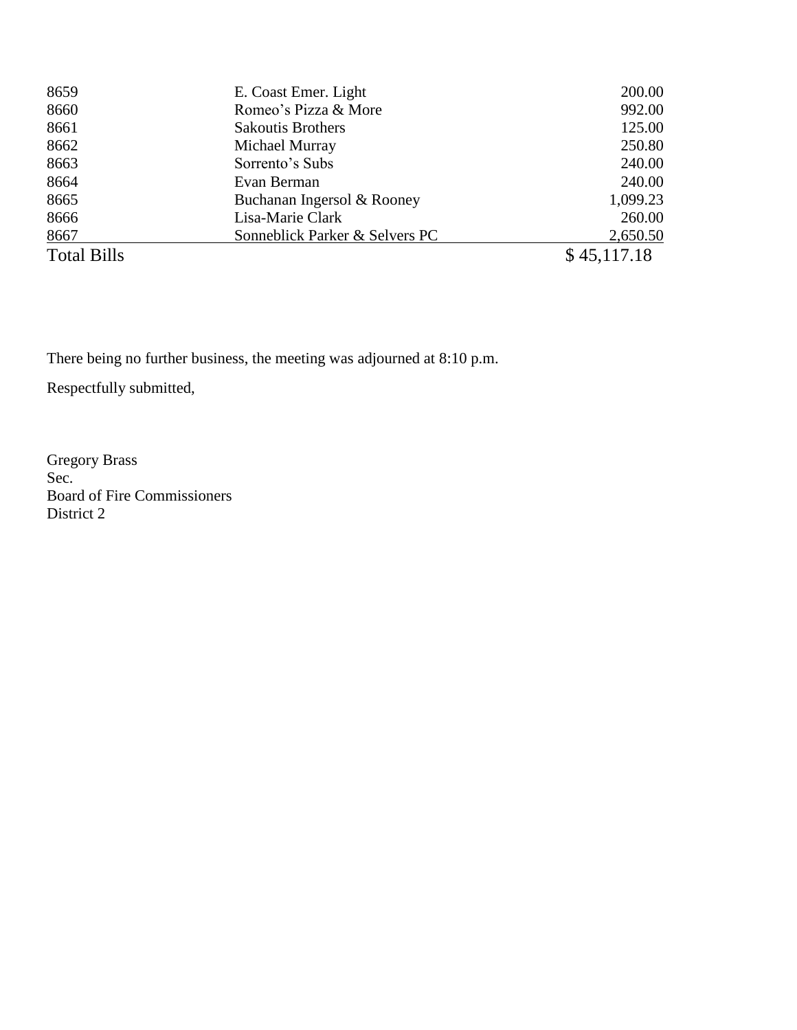| | | |
|---|---|---|
| 8659 | E. Coast Emer. Light | 200.00 |
| 8660 | Romeo's Pizza & More | 992.00 |
| 8661 | Sakoutis Brothers | 125.00 |
| 8662 | Michael Murray | 250.80 |
| 8663 | Sorrento's Subs | 240.00 |
| 8664 | Evan Berman | 240.00 |
| 8665 | Buchanan Ingersol & Rooney | 1,099.23 |
| 8666 | Lisa-Marie Clark | 260.00 |
| 8667 | Sonneblick Parker & Selvers PC | 2,650.50 |
| Total Bills | | $ 45,117.18 |

There being no further business, the meeting was adjourned at 8:10 p.m.

Respectfully submitted,

Gregory Brass
Sec.
Board of Fire Commissioners
District 2